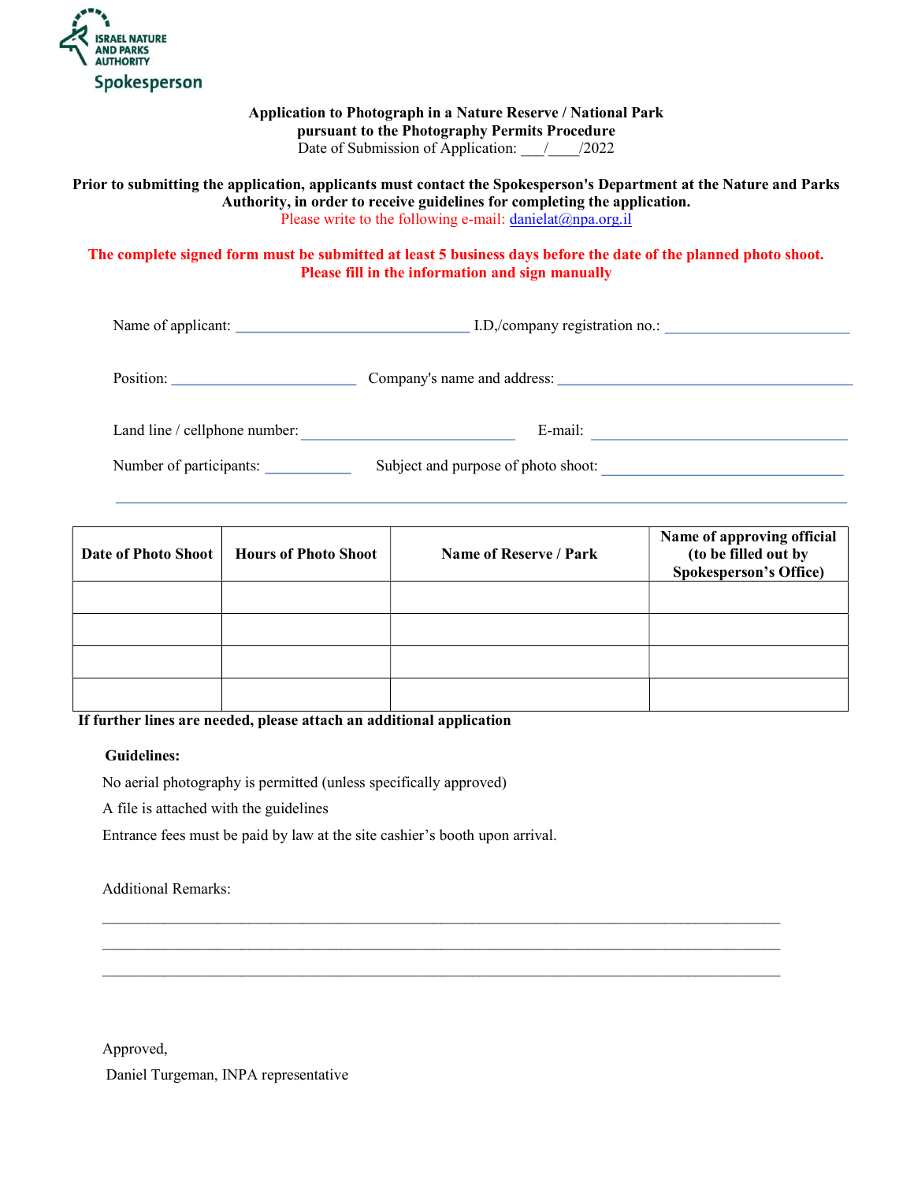ISRAEL NATURE AND PARKS AUTHORITY

Spokesperson

**Application to Photograph in a Nature Reserve / National Park**
**pursuant to the Photography Permits Procedure**
Date of Submission of Application: ___/____/2022

**Prior to submitting the application, applicants must contact the Spokesperson's Department at the Nature and Parks Authority, in order to receive guidelines for completing the application.**
Please write to the following e-mail: danielat@npa.org.il

**The complete signed form must be submitted at least 5 business days before the date of the planned photo shoot.**
**Please fill in the information and sign manually**

Name of applicant: ______________________________ I.D,/company registration no.: ________________________

Position: ________________________ Company's name and address: ______________________________________

Land line / cellphone number: ____________________________ E-mail: ________________________________

Number of participants: ___________ Subject and purpose of photo shoot: ________________________________

________________________________________________________________________________

| Date of Photo Shoot | Hours of Photo Shoot | Name of Reserve / Park | Name of approving official (to be filled out by Spokesperson's Office) |
|---|---|---|---|
| | | | |
| | | | |
| | | | |
| | | | |

**If further lines are needed, please attach an additional application**

**Guidelines:**

No aerial photography is permitted (unless specifically approved)

A file is attached with the guidelines

Entrance fees must be paid by law at the site cashier's booth upon arrival.

Additional Remarks:

________________________________________________________________________________

________________________________________________________________________________

________________________________________________________________________________

Approved,

Daniel Turgeman, INPA representative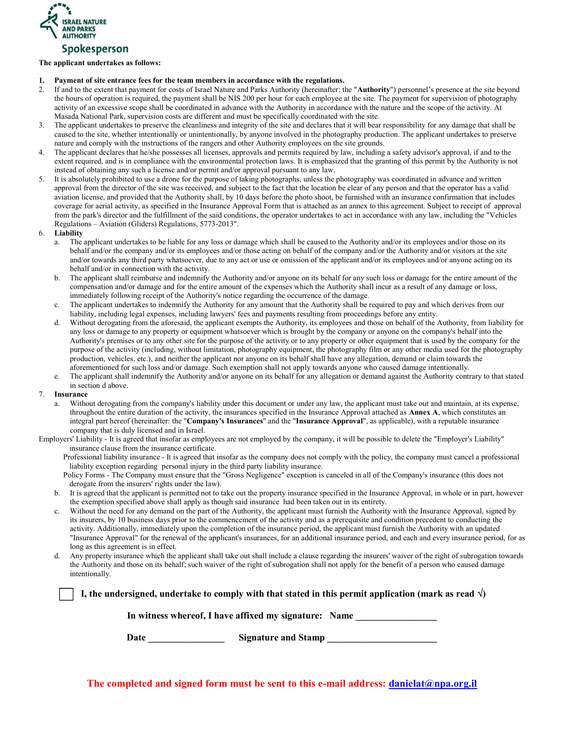ISRAEL NATURE AND PARKS AUTHORITY

Spokesperson

**The applicant undertakes as follows:**

1. **Payment of site entrance fees for the team members in accordance with the regulations.**
2. If and to the extent that payment for costs of Israel Nature and Parks Authority (hereinafter: the "**Authority**") personnel's presence at the site beyond the hours of operation is required, the payment shall be NIS 200 per hour for each employee at the site. The payment for supervision of photography activity of an excessive scope shall be coordinated in advance with the Authority in accordance with the nature and the scope of the activity. At Masada National Park, supervision costs are different and must be specifically coordinated with the site.
3. The applicant undertakes to preserve the cleanliness and integrity of the site and declares that it will bear responsibility for any damage that shall be caused to the site, whether intentionally or unintentionally, by anyone involved in the photography production. The applicant undertakes to preserve nature and comply with the instructions of the rangers and other Authority employees on the site grounds.
4. The applicant declares that he/she possesses all licenses, approvals and permits required by law, including a safety advisor's approval, if and to the extent required, and is in compliance with the environmental protection laws. It is emphasized that the granting of this permit by the Authority is not instead of obtaining any such a license and/or permit and/or approval pursuant to any law.
5. It is absolutely prohibited to use a drone for the purpose of taking photographs, unless the photography was coordinated in advance and written approval from the director of the site was received, and subject to the fact that the location be clear of any person and that the operator has a valid aviation license, and provided that the Authority shall, by 10 days before the photo shoot, be furnished with an insurance confirmation that includes coverage for aerial activity, as specified in the Insurance Approval Form that is attached as an annex to this agreement. Subject to receipt of approval from the park's director and the fulfillment of the said conditions, the operator undertakes to act in accordance with any law, including the "Vehicles Regulations – Aviation (Gliders) Regulations, 5773-2013".
6. **Liability**
   a. The applicant undertakes to be liable for any loss or damage which shall be caused to the Authority and/or its employees and/or those on its behalf and/or the company and/or its employees and/or those acting on behalf of the company and/or the Authority and/or visitors at the site and/or towards any third party whatsoever, due to any act or use or omission of the applicant and/or its employees and/or anyone acting on its behalf and/or in connection with the activity.
   b. The applicant shall reimburse and indemnify the Authority and/or anyone on its behalf for any such loss or damage for the entire amount of the compensation and/or damage and for the entire amount of the expenses which the Authority shall incur as a result of any damage or loss, immediately following receipt of the Authority's notice regarding the occurrence of the damage.
   c. The applicant undertakes to indemnify the Authority for any amount that the Authority shall be required to pay and which derives from our liability, including legal expenses, including lawyers' fees and payments resulting from proceedings before any entity.
   d. Without derogating from the aforesaid, the applicant exempts the Authority, its employees and those on behalf of the Authority, from liability for any loss or damage to any property or equipment whatsoever which is brought by the company or anyone on the company's behalf into the Authority's premises or to any other site for the purpose of the activity or to any property or other equipment that is used by the company for the purpose of the activity (including, without limitation, photography equipment, the photography film or any other media used for the photography production, vehicles, etc.), and neither the applicant nor anyone on its behalf shall have any allegation, demand or claim towards the aforementioned for such loss and/or damage. Such exemption shall not apply towards anyone who caused damage intentionally.
   e. The applicant shall indemnify the Authority and/or anyone on its behalf for any allegation or demand against the Authority contrary to that stated in section d above.
7. **Insurance**
   a. Without derogating from the company's liability under this document or under any law, the applicant must take out and maintain, at its expense, throughout the entire duration of the activity, the insurances specified in the Insurance Approval attached as **Annex A**, which constitutes an integral part hereof (hereinafter: the "**Company's Insurances**" and the "**Insurance Approval**", as applicable), with a reputable insurance company that is duly licensed and in Israel.

Employers' Liability - It is agreed that insofar as employees are not employed by the company, it will be possible to delete the "Employer's Liability" insurance clause from the insurance certificate.

Professional liability insurance - It is agreed that insofar as the company does not comply with the policy, the company must cancel a professional liability exception regarding personal injury in the third party liability insurance.

Policy Forms - The Company must ensure that the "Gross Negligence" exception is canceled in all of the Company's insurance (this does not derogate from the insurers' rights under the law).

   b. It is agreed that the applicant is permitted not to take out the property insurance specified in the Insurance Approval, in whole or in part, however the exemption specified above shall apply as though said insurance had been taken out in its entirety.
   c. Without the need for any demand on the part of the Authority, the applicant must furnish the Authority with the Insurance Approval, signed by its insurers, by 10 business days prior to the commencement of the activity and as a prerequisite and condition precedent to conducting the activity. Additionally, immediately upon the completion of the insurance period, the applicant must furnish the Authority with an updated "Insurance Approval" for the renewal of the applicant's insurances, for an additional insurance period, and each and every insurance period, for as long as this agreement is in effect.
   d. Any property insurance which the applicant shall take out shall include a clause regarding the insurers' waiver of the right of subrogation towards the Authority and those on its behalf; such waiver of the right of subrogation shall not apply for the benefit of a person who caused damage intentionally.

☐ **I, the undersigned, undertake to comply with that stated in this permit application (mark as read √)**

**In witness whereof, I have affixed my signature: Name \_\_\_\_\_\_\_\_\_\_\_\_\_\_\_\_\_**

**Date \_\_\_\_\_\_\_\_\_\_\_\_\_\_\_\_ Signature and Stamp \_\_\_\_\_\_\_\_\_\_\_\_\_\_\_\_\_\_\_\_\_\_\_**

**The completed and signed form must be sent to this e-mail address: danielat@npa.org.il**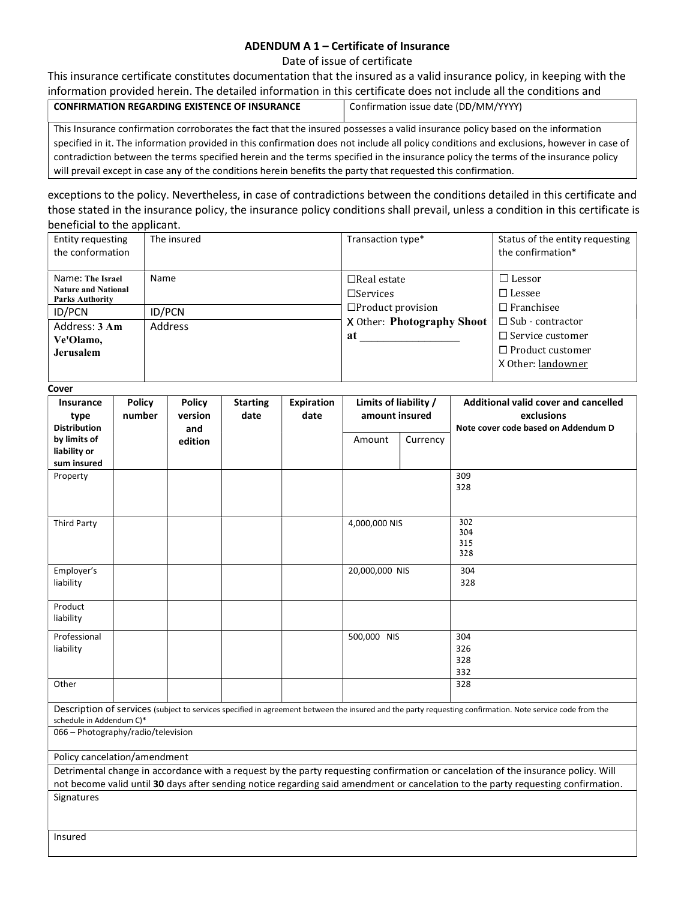**ADENDUM A 1 – Certificate of Insurance**

Date of issue of certificate

This insurance certificate constitutes documentation that the insured as a valid insurance policy, in keeping with the information provided herein. The detailed information in this certificate does not include all the conditions and

| **CONFIRMATION REGARDING EXISTENCE OF INSURANCE** | Confirmation issue date (DD/MM/YYYY) |
|---|---|
| This Insurance confirmation corroborates the fact that the insured possesses a valid insurance policy based on the information specified in it. The information provided in this confirmation does not include all policy conditions and exclusions, however in case of contradiction between the terms specified herein and the terms specified in the insurance policy the terms of the insurance policy will prevail except in case any of the conditions herein benefits the party that requested this confirmation. | |

exceptions to the policy. Nevertheless, in case of contradictions between the conditions detailed in this certificate and those stated in the insurance policy, the insurance policy conditions shall prevail, unless a condition in this certificate is beneficial to the applicant.

| Entity requesting the conformation | The insured | Transaction type* | Status of the entity requesting the confirmation* |
|---|---|---|---|
| Name: **The Israel Nature and National Parks Authority** | Name | ☐Real estate<br>☐Services<br>☐Product provision<br>X Other: **Photography Shoot at** __________________ | ☐ Lessor<br>☐ Lessee<br>☐ Franchisee<br>☐ Sub - contractor<br>☐ Service customer<br>☐ Product customer<br>X Other: landowner |
| ID/PCN | ID/PCN | | |
| Address: **3 Am Ve'Olamo, Jerusalem** | Address | | |

**Cover**

| **Insurance type Distribution by limits of liability or sum insured** | **Policy number** | **Policy version and edition** | **Starting date** | **Expiration date** | **Limits of liability / amount insured** | | **Additional valid cover and cancelled exclusions** Note cover code based on Addendum D |
|---|---|---|---|---|---|---|---|
| | | | | | Amount | Currency | |
| Property | | | | | | | 309<br>328 |
| Third Party | | | | | 4,000,000 NIS | | 302<br>304<br>315<br>328 |
| Employer's liability | | | | | 20,000,000 NIS | | 304<br>328 |
| Product liability | | | | | | | |
| Professional liability | | | | | 500,000 NIS | | 304<br>326<br>328<br>332 |
| Other | | | | | | | 328 |

| |
|---|
| Description of services (subject to services specified in agreement between the insured and the party requesting confirmation. Note service code from the schedule in Addendum C)* |
| 066 – Photography/radio/television |
| Policy cancelation/amendment |
| Detrimental change in accordance with a request by the party requesting confirmation or cancelation of the insurance policy. Will not become valid until **30** days after sending notice regarding said amendment or cancelation to the party requesting confirmation. |
| Signatures |
| Insured |